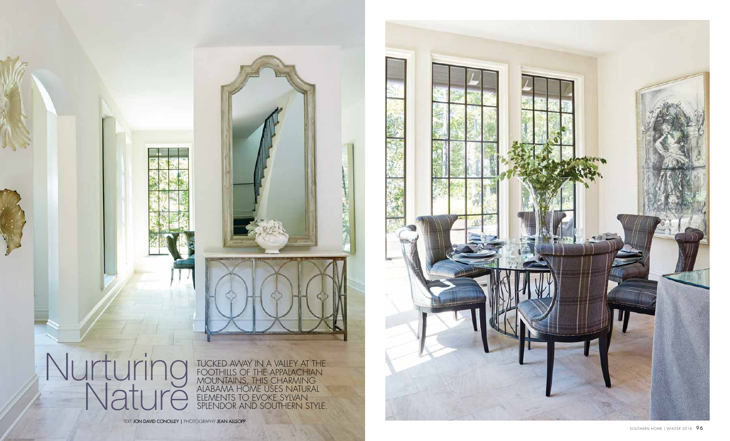# Nurturing Nature

TUCKED AWAY IN A VALLEY AT THE FOOTHILLS OF THE APPALACHIAN MOUNTAINS, THIS CHARMING ALABAMA HOME USES NATURAL ELEMENTS TO EVOKE SYLVAN SPLENDOR AND SOUTHERN STYLE.

TEXT **JON DAVID CONOLLEY** | PHOTOGRAPHY **JEAN ALLSOPP**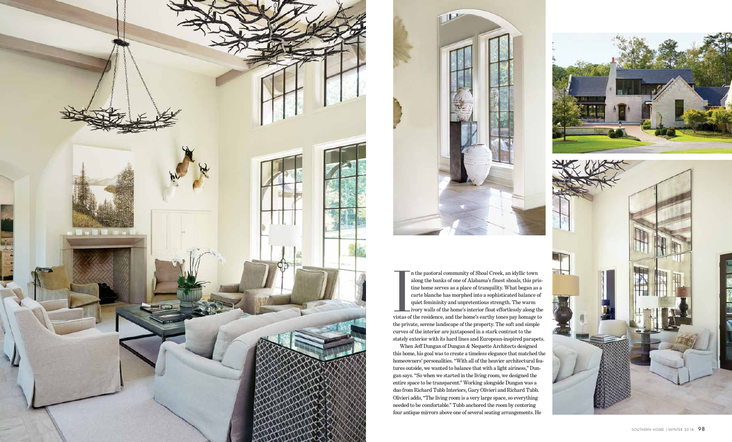In the pastoral community of Shoal Creek, an idyllic town along the banks of one of Alabama's finest shoals, this pristine home serves as a place of tranquility. What began as a carte blanche has morphed into a sophisticated balance of quiet femininity and unpretentious strength. The warm ivory walls of the home's interior float effortlessly along the vistas of the residence, and the home's earthy tones pay homage to the private, serene landscape of the property. The soft and simple curves of the interior are juxtaposed in a stark contrast to the stately exterior with its hard lines and European-inspired parapets.

When Jeff Dungan of Dungan & Nequette Architects designed this home, his goal was to create a timeless elegance that matched the homeowners' personalities. "With all of the heavier architectural features outside, we wanted to balance that with a light airiness," Dungan says. "So when we started in the living room, we designed the entire space to be transparent." Working alongside Dungan was a duo from Richard Tubb Interiors, Gary Olivieri and Richard Tubb. Olivieri adds, "The living room is a very large space, so everything needed to be comfortable." Tubb anchored the room by centering four antique mirrors above one of several seating arrangements. He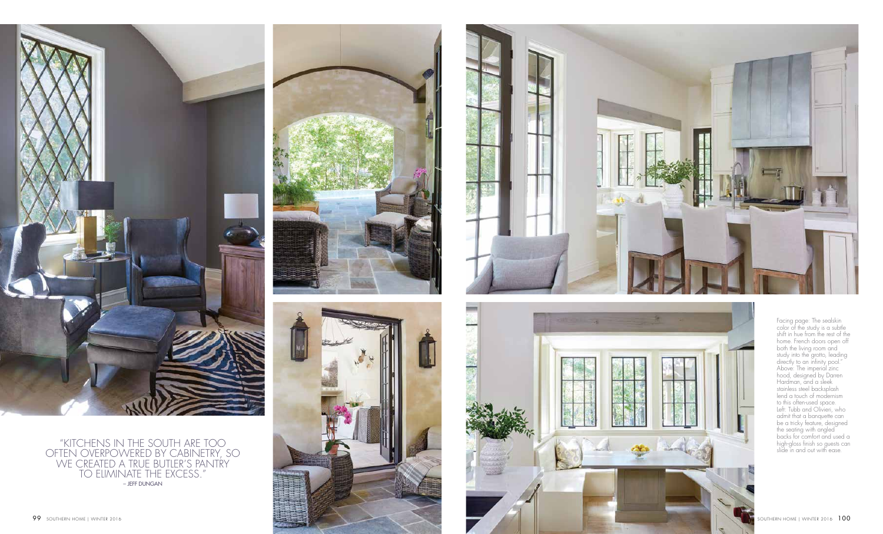"KITCHENS IN THE SOUTH ARE TOO OFTEN OVERPOWERED BY CABINETRY, SO WE CREATED A TRUE BUTLER'S PANTRY TO ELIMINATE THE EXCESS."
– JEFF DUNGAN

Facing page: The sealskin color of the study is a subtle shift in hue from the rest of the home. French doors open off both the living room and study into the grotto, leading directly to an infinity pool."
Above: The imperial zinc hood, designed by Darren Hardman, and a sleek stainless steel backsplash lend a touch of modernism to this often-used space.
Left: Tubb and Olivieri, who admit that a banquette can be a tricky feature, designed the seating with angled backs for comfort and used a high-gloss finish so guests can slide in and out with ease.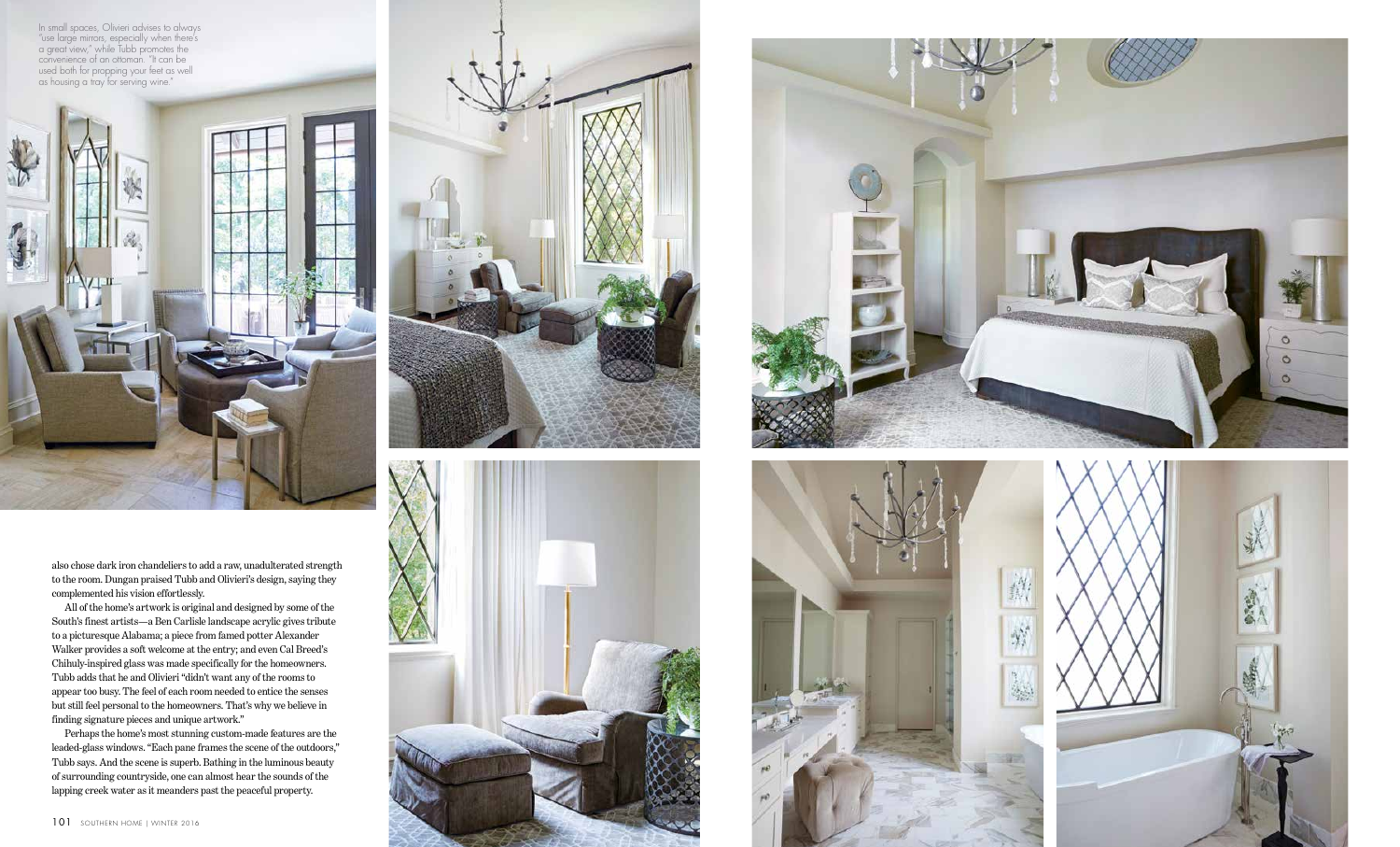In small spaces, Olivieri advises to always "use large mirrors, especially when there's a great view," while Tubb promotes the convenience of an ottoman. "It can be used both for propping your feet as well as housing a tray for serving wine."

also chose dark iron chandeliers to add a raw, unadulterated strength to the room. Dungan praised Tubb and Olivieri's design, saying they complemented his vision effortlessly.

All of the home's artwork is original and designed by some of the South's finest artists—a Ben Carlisle landscape acrylic gives tribute to a picturesque Alabama; a piece from famed potter Alexander Walker provides a soft welcome at the entry; and even Cal Breed's Chihuly-inspired glass was made specifically for the homeowners. Tubb adds that he and Olivieri "didn't want any of the rooms to appear too busy. The feel of each room needed to entice the senses but still feel personal to the homeowners. That's why we believe in finding signature pieces and unique artwork."

Perhaps the home's most stunning custom-made features are the leaded-glass windows. "Each pane frames the scene of the outdoors," Tubb says. And the scene is superb. Bathing in the luminous beauty of surrounding countryside, one can almost hear the sounds of the lapping creek water as it meanders past the peaceful property.